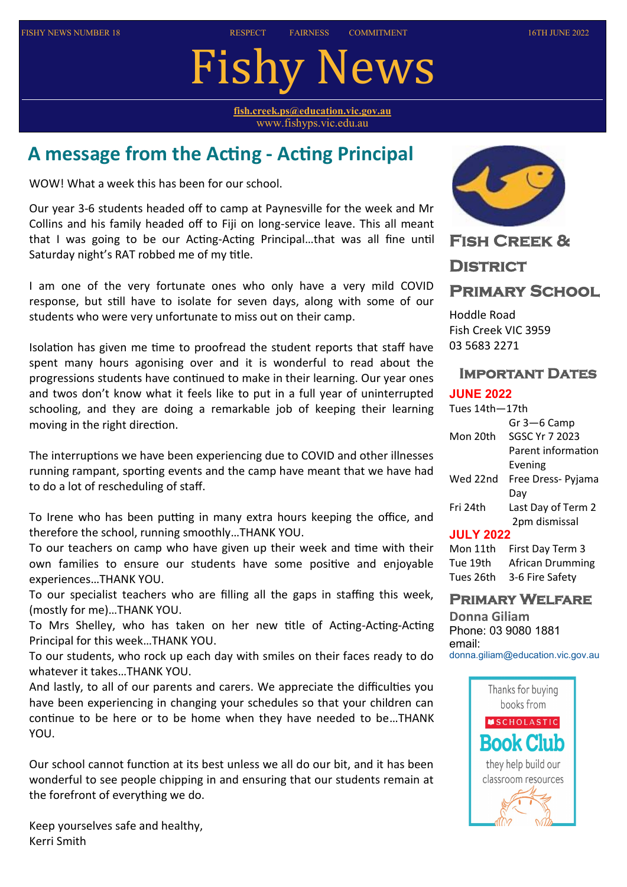FISHY NEWS NUMBER 18 — RESPECT FAIRNESS COMMITMENT — 16TH JUNE 2022

# Fishy News

fish.creek.ps@education.vic.gov.au
www.fishyps.vic.edu.au

## A message from the Acting - Acting Principal

WOW! What a week this has been for our school.

Our year 3-6 students headed off to camp at Paynesville for the week and Mr Collins and his family headed off to Fiji on long-service leave. This all meant that I was going to be our Acting-Acting Principal…that was all fine until Saturday night's RAT robbed me of my title.

I am one of the very fortunate ones who only have a very mild COVID response, but still have to isolate for seven days, along with some of our students who were very unfortunate to miss out on their camp.

Isolation has given me time to proofread the student reports that staff have spent many hours agonising over and it is wonderful to read about the progressions students have continued to make in their learning. Our year ones and twos don't know what it feels like to put in a full year of uninterrupted schooling, and they are doing a remarkable job of keeping their learning moving in the right direction.

The interruptions we have been experiencing due to COVID and other illnesses running rampant, sporting events and the camp have meant that we have had to do a lot of rescheduling of staff.

To Irene who has been putting in many extra hours keeping the office, and therefore the school, running smoothly…THANK YOU.
To our teachers on camp who have given up their week and time with their own families to ensure our students have some positive and enjoyable experiences…THANK YOU.
To our specialist teachers who are filling all the gaps in staffing this week, (mostly for me)…THANK YOU.
To Mrs Shelley, who has taken on her new title of Acting-Acting-Acting Principal for this week…THANK YOU.
To our students, who rock up each day with smiles on their faces ready to do whatever it takes…THANK YOU.
And lastly, to all of our parents and carers. We appreciate the difficulties you have been experiencing in changing your schedules so that your children can continue to be here or to be home when they have needed to be…THANK YOU.

Our school cannot function at its best unless we all do our bit, and it has been wonderful to see people chipping in and ensuring that our students remain at the forefront of everything we do.

Keep yourselves safe and healthy,
Kerri Smith

## Fish Creek & District Primary School

Hoddle Road
Fish Creek VIC 3959
03 5683 2271

### Important Dates

**JUNE 2022**

| Date | Event |
|---|---|
| Tues 14th—17th | Gr 3—6 Camp |
| Mon 20th | SGSC Yr 7 2023 Parent information Evening |
| Wed 22nd | Free Dress- Pyjama Day |
| Fri 24th | Last Day of Term 2 2pm dismissal |

**JULY 2022**

| Date | Event |
|---|---|
| Mon 11th | First Day Term 3 |
| Tue 19th | African Drumming |
| Tues 26th | 3-6 Fire Safety |

### Primary Welfare

**Donna Giliam**
Phone: 03 9080 1881
email:
donna.giliam@education.vic.gov.au

Thanks for buying books from SCHOLASTIC Book Club — they help build our classroom resources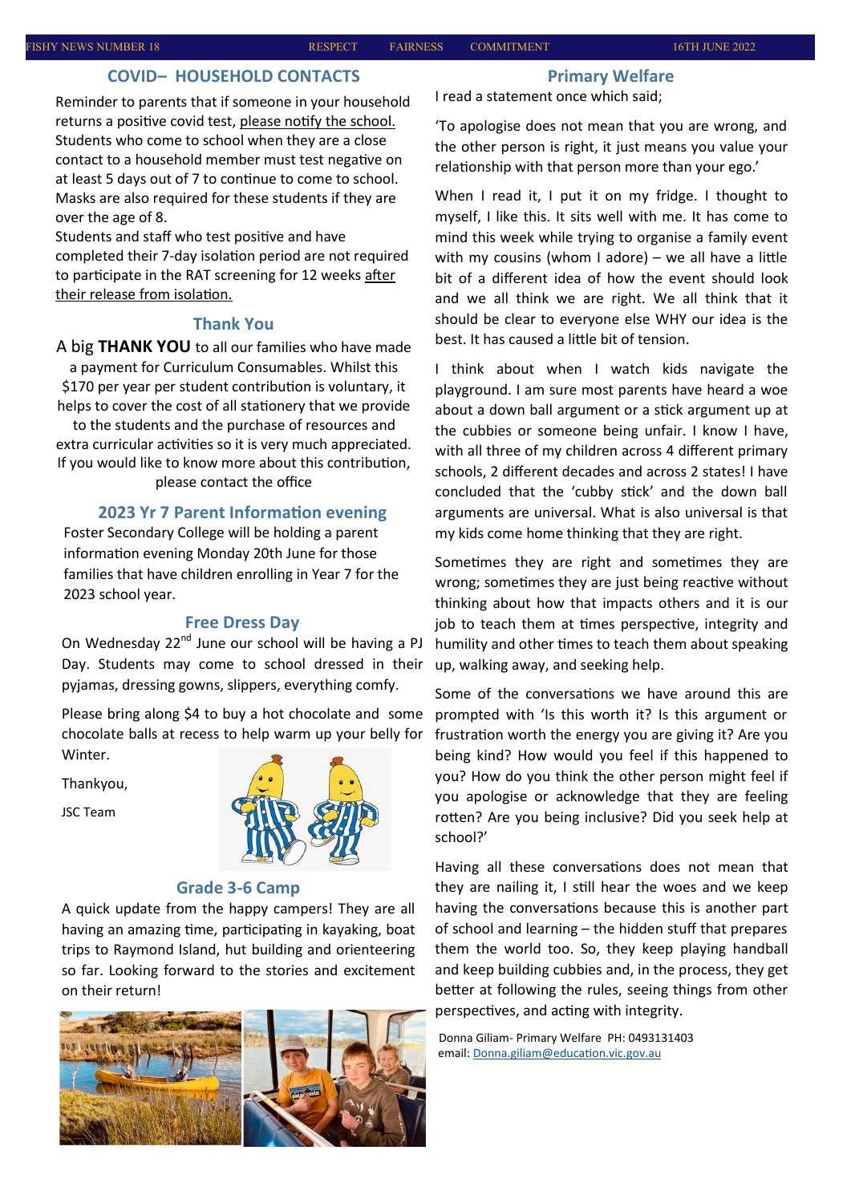## COVID– HOUSEHOLD CONTACTS

Reminder to parents that if someone in your household returns a positive covid test, please notify the school. Students who come to school when they are a close contact to a household member must test negative on at least 5 days out of 7 to continue to come to school. Masks are also required for these students if they are over the age of 8.

Students and staff who test positive and have completed their 7-day isolation period are not required to participate in the RAT screening for 12 weeks after their release from isolation.

## Thank You

A big **THANK YOU** to all our families who have made a payment for Curriculum Consumables. Whilst this $170 per year per student contribution is voluntary, it helps to cover the cost of all stationery that we provide to the students and the purchase of resources and extra curricular activities so it is very much appreciated. If you would like to know more about this contribution, please contact the office

## 2023 Yr 7 Parent Information evening

Foster Secondary College will be holding a parent information evening Monday 20th June for those families that have children enrolling in Year 7 for the 2023 school year.

## Free Dress Day

On Wednesday 22nd June our school will be having a PJ Day. Students may come to school dressed in their pyjamas, dressing gowns, slippers, everything comfy.

Please bring along $4 to buy a hot chocolate and some chocolate balls at recess to help warm up your belly for Winter.

Thankyou,

JSC Team

## Grade 3-6 Camp

A quick update from the happy campers! They are all having an amazing time, participating in kayaking, boat trips to Raymond Island, hut building and orienteering so far. Looking forward to the stories and excitement on their return!

## Primary Welfare

I read a statement once which said;

'To apologise does not mean that you are wrong, and the other person is right, it just means you value your relationship with that person more than your ego.'

When I read it, I put it on my fridge. I thought to myself, I like this. It sits well with me. It has come to mind this week while trying to organise a family event with my cousins (whom I adore) – we all have a little bit of a different idea of how the event should look and we all think we are right. We all think that it should be clear to everyone else WHY our idea is the best. It has caused a little bit of tension.

I think about when I watch kids navigate the playground. I am sure most parents have heard a woe about a down ball argument or a stick argument up at the cubbies or someone being unfair. I know I have, with all three of my children across 4 different primary schools, 2 different decades and across 2 states! I have concluded that the 'cubby stick' and the down ball arguments are universal. What is also universal is that my kids come home thinking that they are right.

Sometimes they are right and sometimes they are wrong; sometimes they are just being reactive without thinking about how that impacts others and it is our job to teach them at times perspective, integrity and humility and other times to teach them about speaking up, walking away, and seeking help.

Some of the conversations we have around this are prompted with 'Is this worth it? Is this argument or frustration worth the energy you are giving it? Are you being kind? How would you feel if this happened to you? How do you think the other person might feel if you apologise or acknowledge that they are feeling rotten? Are you being inclusive? Did you seek help at school?'

Having all these conversations does not mean that they are nailing it, I still hear the woes and we keep having the conversations because this is another part of school and learning – the hidden stuff that prepares them the world too. So, they keep playing handball and keep building cubbies and, in the process, they get better at following the rules, seeing things from other perspectives, and acting with integrity.

Donna Giliam- Primary Welfare PH: 0493131403
email: Donna.giliam@education.vic.gov.au